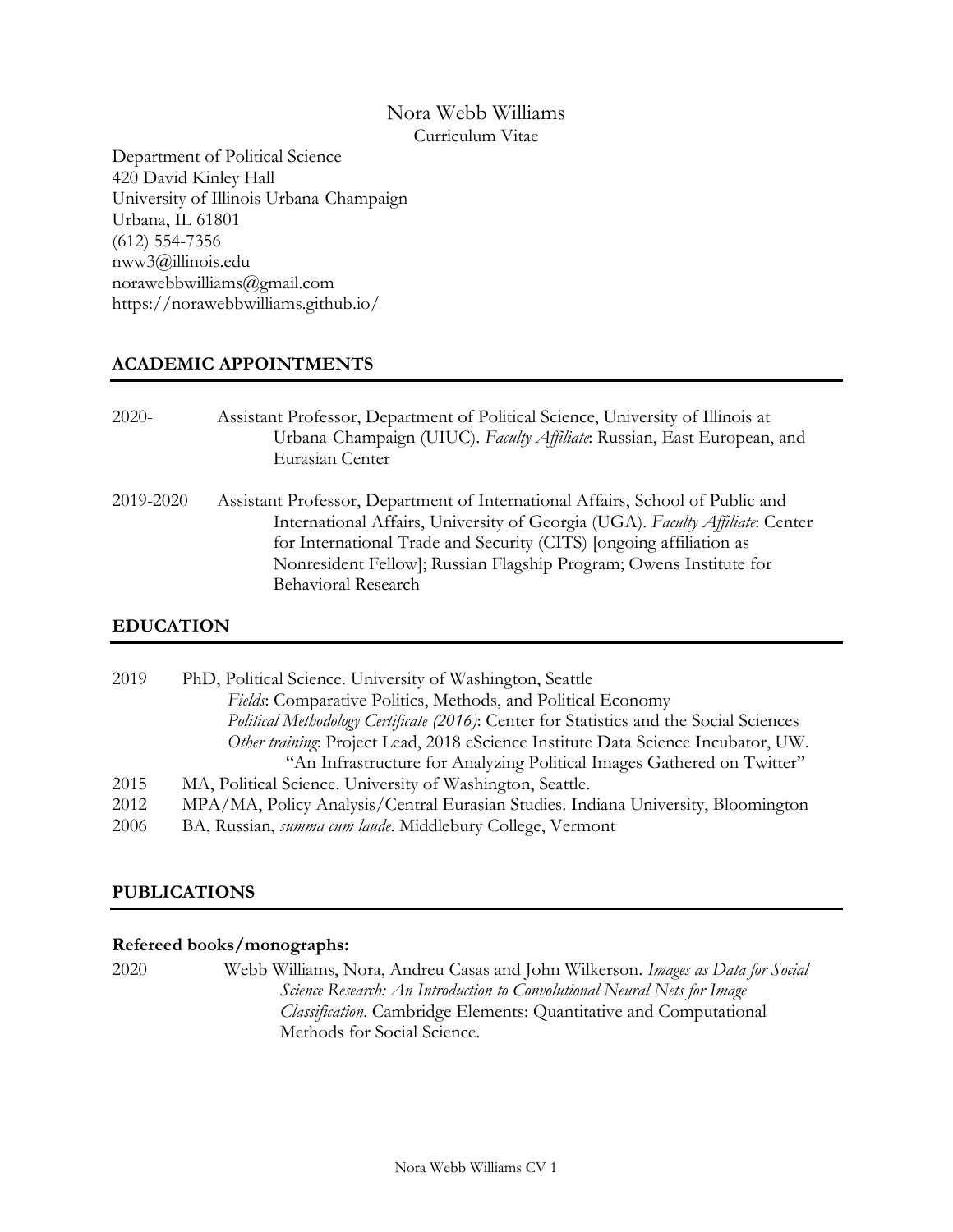# Nora Webb Williams

Curriculum Vitae

Department of Political Science
420 David Kinley Hall
University of Illinois Urbana-Champaign
Urbana, IL 61801
(612) 554-7356
nww3@illinois.edu
norawebbwilliams@gmail.com
https://norawebbwilliams.github.io/

## ACADEMIC APPOINTMENTS

2020- Assistant Professor, Department of Political Science, University of Illinois at Urbana-Champaign (UIUC). *Faculty Affiliate*: Russian, East European, and Eurasian Center

2019-2020 Assistant Professor, Department of International Affairs, School of Public and International Affairs, University of Georgia (UGA). *Faculty Affiliate*: Center for International Trade and Security (CITS) [ongoing affiliation as Nonresident Fellow]; Russian Flagship Program; Owens Institute for Behavioral Research

## EDUCATION

2019 PhD, Political Science. University of Washington, Seattle
*Fields*: Comparative Politics, Methods, and Political Economy
*Political Methodology Certificate (2016)*: Center for Statistics and the Social Sciences
*Other training*: Project Lead, 2018 eScience Institute Data Science Incubator, UW. "An Infrastructure for Analyzing Political Images Gathered on Twitter"

2015 MA, Political Science. University of Washington, Seattle.

2012 MPA/MA, Policy Analysis/Central Eurasian Studies. Indiana University, Bloomington

2006 BA, Russian, *summa cum laude*. Middlebury College, Vermont

## PUBLICATIONS

### Refereed books/monographs:

2020 Webb Williams, Nora, Andreu Casas and John Wilkerson. *Images as Data for Social Science Research: An Introduction to Convolutional Neural Nets for Image Classification*. Cambridge Elements: Quantitative and Computational Methods for Social Science.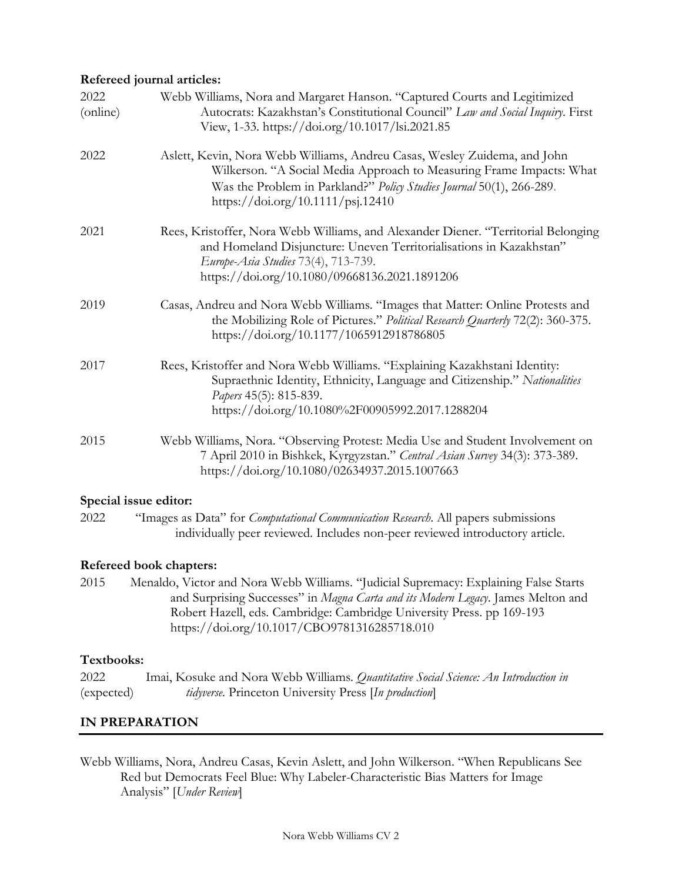**Refereed journal articles:**

2022 (online) Webb Williams, Nora and Margaret Hanson. "Captured Courts and Legitimized Autocrats: Kazakhstan's Constitutional Council" *Law and Social Inquiry*. First View, 1-33. https://doi.org/10.1017/lsi.2021.85

2022 Aslett, Kevin, Nora Webb Williams, Andreu Casas, Wesley Zuidema, and John Wilkerson. "A Social Media Approach to Measuring Frame Impacts: What Was the Problem in Parkland?" *Policy Studies Journal* 50(1), 266-289. https://doi.org/10.1111/psj.12410

2021 Rees, Kristoffer, Nora Webb Williams, and Alexander Diener. "Territorial Belonging and Homeland Disjuncture: Uneven Territorialisations in Kazakhstan" *Europe-Asia Studies* 73(4), 713-739. https://doi.org/10.1080/09668136.2021.1891206

2019 Casas, Andreu and Nora Webb Williams. "Images that Matter: Online Protests and the Mobilizing Role of Pictures." *Political Research Quarterly* 72(2): 360-375. https://doi.org/10.1177/1065912918786805

2017 Rees, Kristoffer and Nora Webb Williams. "Explaining Kazakhstani Identity: Supraethnic Identity, Ethnicity, Language and Citizenship." *Nationalities Papers* 45(5): 815-839. https://doi.org/10.1080%2F00905992.2017.1288204

2015 Webb Williams, Nora. "Observing Protest: Media Use and Student Involvement on 7 April 2010 in Bishkek, Kyrgyzstan." *Central Asian Survey* 34(3): 373-389. https://doi.org/10.1080/02634937.2015.1007663

**Special issue editor:**

2022 "Images as Data" for *Computational Communication Research*. All papers submissions individually peer reviewed. Includes non-peer reviewed introductory article.

**Refereed book chapters:**

2015 Menaldo, Victor and Nora Webb Williams. "Judicial Supremacy: Explaining False Starts and Surprising Successes" in *Magna Carta and its Modern Legacy*. James Melton and Robert Hazell, eds. Cambridge: Cambridge University Press. pp 169-193 https://doi.org/10.1017/CBO9781316285718.010

**Textbooks:**

2022 (expected) Imai, Kosuke and Nora Webb Williams. *Quantitative Social Science: An Introduction in tidyverse*. Princeton University Press [*In production*]

## IN PREPARATION

Webb Williams, Nora, Andreu Casas, Kevin Aslett, and John Wilkerson. "When Republicans See Red but Democrats Feel Blue: Why Labeler-Characteristic Bias Matters for Image Analysis" [*Under Review*]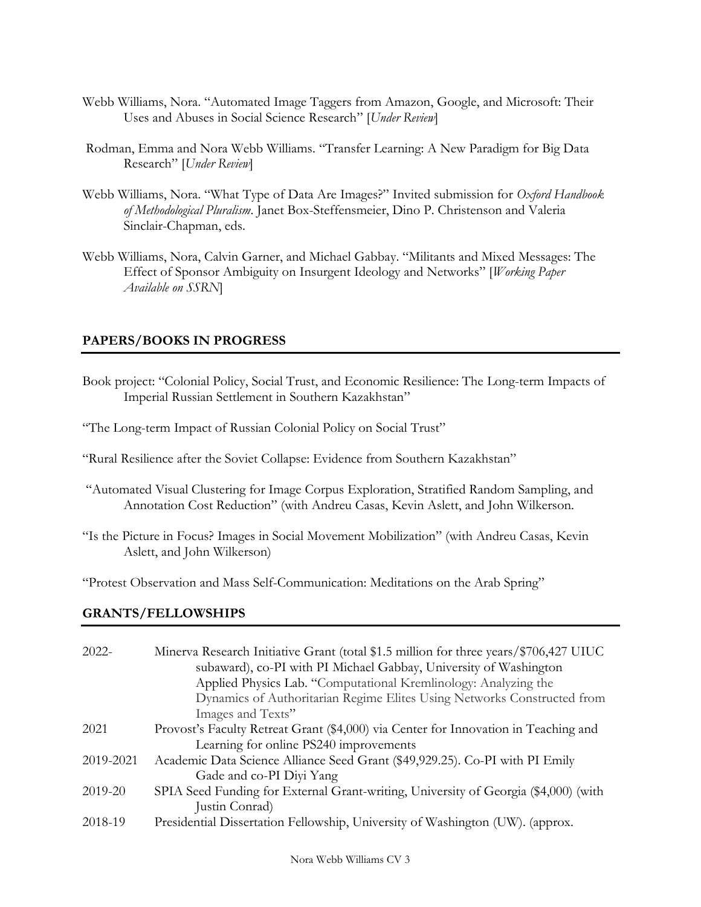Webb Williams, Nora. "Automated Image Taggers from Amazon, Google, and Microsoft: Their Uses and Abuses in Social Science Research" [*Under Review*]

Rodman, Emma and Nora Webb Williams. "Transfer Learning: A New Paradigm for Big Data Research" [*Under Review*]

Webb Williams, Nora. "What Type of Data Are Images?" Invited submission for *Oxford Handbook of Methodological Pluralism*. Janet Box-Steffensmeier, Dino P. Christenson and Valeria Sinclair-Chapman, eds.

Webb Williams, Nora, Calvin Garner, and Michael Gabbay. "Militants and Mixed Messages: The Effect of Sponsor Ambiguity on Insurgent Ideology and Networks" [*Working Paper Available on SSRN*]

## PAPERS/BOOKS IN PROGRESS

Book project: "Colonial Policy, Social Trust, and Economic Resilience: The Long-term Impacts of Imperial Russian Settlement in Southern Kazakhstan"

"The Long-term Impact of Russian Colonial Policy on Social Trust"

"Rural Resilience after the Soviet Collapse: Evidence from Southern Kazakhstan"

"Automated Visual Clustering for Image Corpus Exploration, Stratified Random Sampling, and Annotation Cost Reduction" (with Andreu Casas, Kevin Aslett, and John Wilkerson.

"Is the Picture in Focus? Images in Social Movement Mobilization" (with Andreu Casas, Kevin Aslett, and John Wilkerson)

"Protest Observation and Mass Self-Communication: Meditations on the Arab Spring"

## GRANTS/FELLOWSHIPS

| | |
|---|---|
| 2022- | Minerva Research Initiative Grant (total $1.5 million for three years/$706,427 UIUC subaward), co-PI with PI Michael Gabbay, University of Washington Applied Physics Lab. "Computational Kremlinology: Analyzing the Dynamics of Authoritarian Regime Elites Using Networks Constructed from Images and Texts" |
| 2021 | Provost's Faculty Retreat Grant ($4,000) via Center for Innovation in Teaching and Learning for online PS240 improvements |
| 2019-2021 | Academic Data Science Alliance Seed Grant ($49,929.25). Co-PI with PI Emily Gade and co-PI Diyi Yang |
| 2019-20 | SPIA Seed Funding for External Grant-writing, University of Georgia ($4,000) (with Justin Conrad) |
| 2018-19 | Presidential Dissertation Fellowship, University of Washington (UW). (approx. |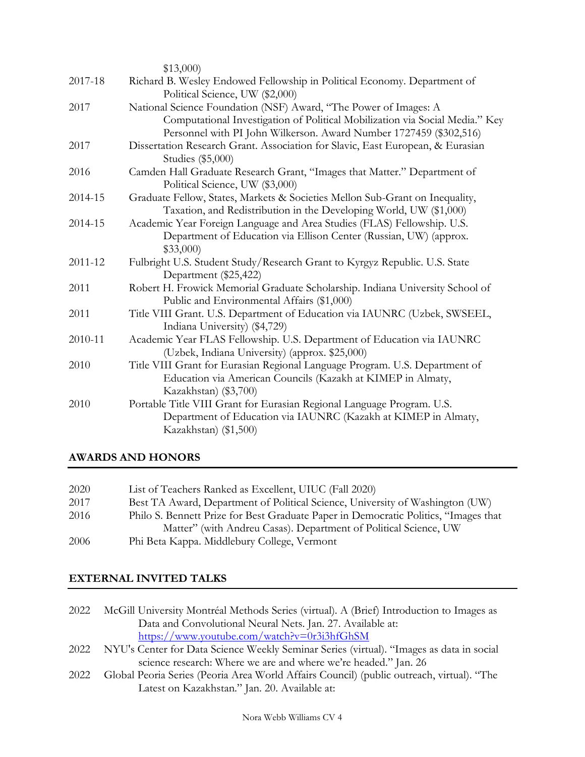$13,000)

| | |
|---|---|
| 2017-18 | Richard B. Wesley Endowed Fellowship in Political Economy. Department of Political Science, UW ($2,000) |
| 2017 | National Science Foundation (NSF) Award, "The Power of Images: A Computational Investigation of Political Mobilization via Social Media." Key Personnel with PI John Wilkerson. Award Number 1727459 ($302,516) |
| 2017 | Dissertation Research Grant. Association for Slavic, East European, & Eurasian Studies ($5,000) |
| 2016 | Camden Hall Graduate Research Grant, "Images that Matter." Department of Political Science, UW ($3,000) |
| 2014-15 | Graduate Fellow, States, Markets & Societies Mellon Sub-Grant on Inequality, Taxation, and Redistribution in the Developing World, UW ($1,000) |
| 2014-15 | Academic Year Foreign Language and Area Studies (FLAS) Fellowship. U.S. Department of Education via Ellison Center (Russian, UW) (approx. $33,000) |
| 2011-12 | Fulbright U.S. Student Study/Research Grant to Kyrgyz Republic. U.S. State Department ($25,422) |
| 2011 | Robert H. Frowick Memorial Graduate Scholarship. Indiana University School of Public and Environmental Affairs ($1,000) |
| 2011 | Title VIII Grant. U.S. Department of Education via IAUNRC (Uzbek, SWSEEL, Indiana University) ($4,729) |
| 2010-11 | Academic Year FLAS Fellowship. U.S. Department of Education via IAUNRC (Uzbek, Indiana University) (approx. $25,000) |
| 2010 | Title VIII Grant for Eurasian Regional Language Program. U.S. Department of Education via American Councils (Kazakh at KIMEP in Almaty, Kazakhstan) ($3,700) |
| 2010 | Portable Title VIII Grant for Eurasian Regional Language Program. U.S. Department of Education via IAUNRC (Kazakh at KIMEP in Almaty, Kazakhstan) ($1,500) |

## AWARDS AND HONORS

| | |
|---|---|
| 2020 | List of Teachers Ranked as Excellent, UIUC (Fall 2020) |
| 2017 | Best TA Award, Department of Political Science, University of Washington (UW) |
| 2016 | Philo S. Bennett Prize for Best Graduate Paper in Democratic Politics, "Images that Matter" (with Andreu Casas). Department of Political Science, UW |
| 2006 | Phi Beta Kappa. Middlebury College, Vermont |

## EXTERNAL INVITED TALKS

| | |
|---|---|
| 2022 | McGill University Montréal Methods Series (virtual). A (Brief) Introduction to Images as Data and Convolutional Neural Nets. Jan. 27. Available at: https://www.youtube.com/watch?v=0r3i3hfGhSM |
| 2022 | NYU's Center for Data Science Weekly Seminar Series (virtual). "Images as data in social science research: Where we are and where we're headed." Jan. 26 |
| 2022 | Global Peoria Series (Peoria Area World Affairs Council) (public outreach, virtual). "The Latest on Kazakhstan." Jan. 20. Available at: |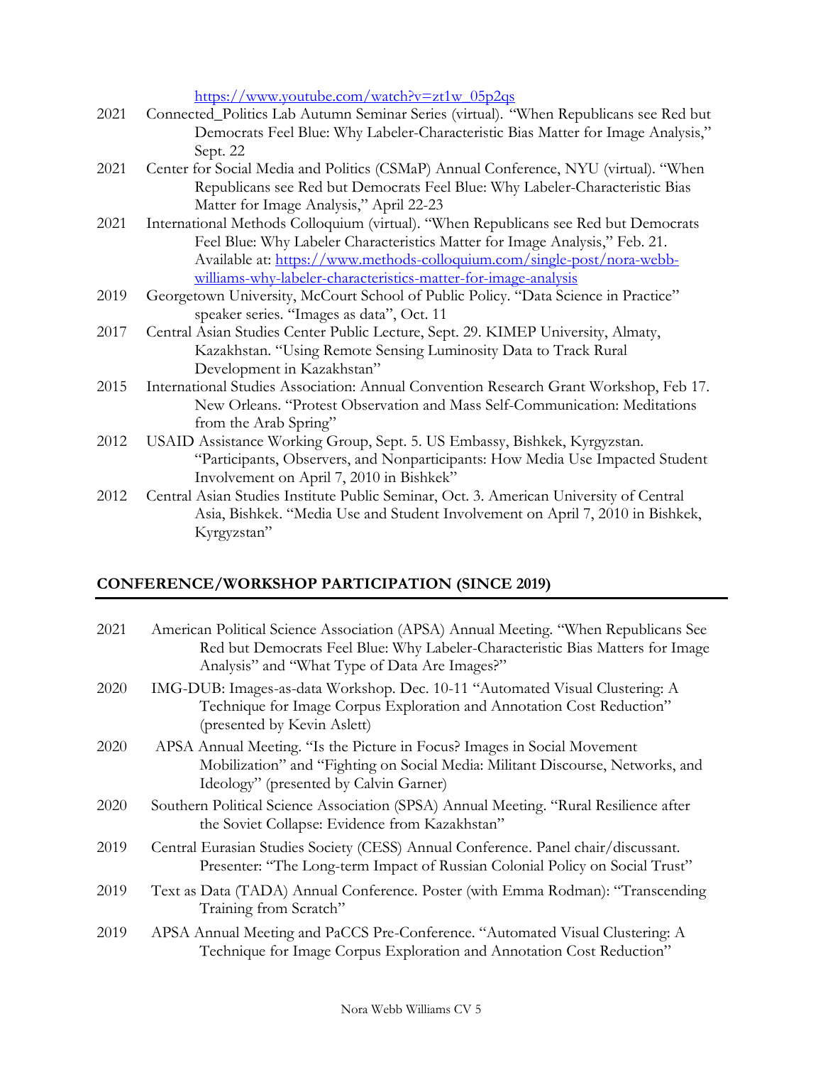https://www.youtube.com/watch?v=zt1w_05p2qs

- 2021 Connected_Politics Lab Autumn Seminar Series (virtual). "When Republicans see Red but Democrats Feel Blue: Why Labeler-Characteristic Bias Matter for Image Analysis," Sept. 22
- 2021 Center for Social Media and Politics (CSMaP) Annual Conference, NYU (virtual). "When Republicans see Red but Democrats Feel Blue: Why Labeler-Characteristic Bias Matter for Image Analysis," April 22-23
- 2021 International Methods Colloquium (virtual). "When Republicans see Red but Democrats Feel Blue: Why Labeler Characteristics Matter for Image Analysis," Feb. 21. Available at: https://www.methods-colloquium.com/single-post/nora-webb-williams-why-labeler-characteristics-matter-for-image-analysis
- 2019 Georgetown University, McCourt School of Public Policy. "Data Science in Practice" speaker series. "Images as data", Oct. 11
- 2017 Central Asian Studies Center Public Lecture, Sept. 29. KIMEP University, Almaty, Kazakhstan. "Using Remote Sensing Luminosity Data to Track Rural Development in Kazakhstan"
- 2015 International Studies Association: Annual Convention Research Grant Workshop, Feb 17. New Orleans. "Protest Observation and Mass Self-Communication: Meditations from the Arab Spring"
- 2012 USAID Assistance Working Group, Sept. 5. US Embassy, Bishkek, Kyrgyzstan. "Participants, Observers, and Nonparticipants: How Media Use Impacted Student Involvement on April 7, 2010 in Bishkek"
- 2012 Central Asian Studies Institute Public Seminar, Oct. 3. American University of Central Asia, Bishkek. "Media Use and Student Involvement on April 7, 2010 in Bishkek, Kyrgyzstan"

## CONFERENCE/WORKSHOP PARTICIPATION (SINCE 2019)

- 2021 American Political Science Association (APSA) Annual Meeting. "When Republicans See Red but Democrats Feel Blue: Why Labeler-Characteristic Bias Matters for Image Analysis" and "What Type of Data Are Images?"
- 2020 IMG-DUB: Images-as-data Workshop. Dec. 10-11 "Automated Visual Clustering: A Technique for Image Corpus Exploration and Annotation Cost Reduction" (presented by Kevin Aslett)
- 2020 APSA Annual Meeting. "Is the Picture in Focus? Images in Social Movement Mobilization" and "Fighting on Social Media: Militant Discourse, Networks, and Ideology" (presented by Calvin Garner)
- 2020 Southern Political Science Association (SPSA) Annual Meeting. "Rural Resilience after the Soviet Collapse: Evidence from Kazakhstan"
- 2019 Central Eurasian Studies Society (CESS) Annual Conference. Panel chair/discussant. Presenter: "The Long-term Impact of Russian Colonial Policy on Social Trust"
- 2019 Text as Data (TADA) Annual Conference. Poster (with Emma Rodman): "Transcending Training from Scratch"
- 2019 APSA Annual Meeting and PaCCS Pre-Conference. "Automated Visual Clustering: A Technique for Image Corpus Exploration and Annotation Cost Reduction"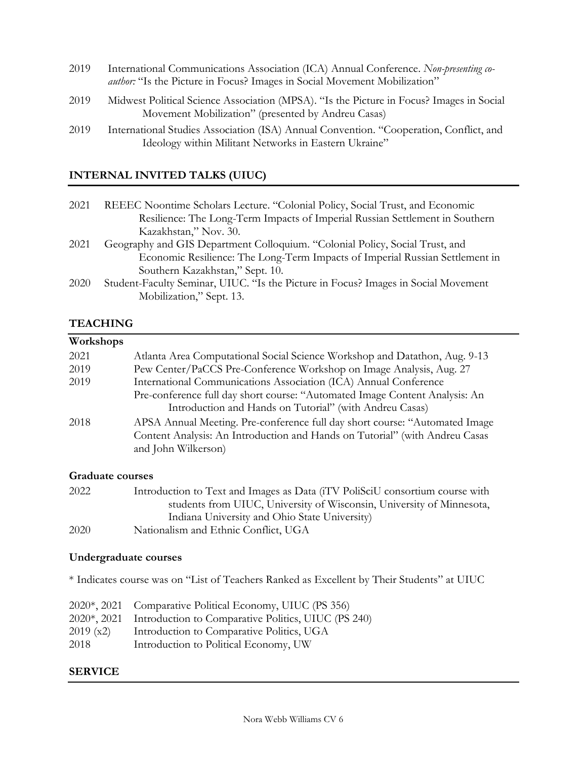2019 International Communications Association (ICA) Annual Conference. *Non-presenting co-author:* "Is the Picture in Focus? Images in Social Movement Mobilization"

2019 Midwest Political Science Association (MPSA). "Is the Picture in Focus? Images in Social Movement Mobilization" (presented by Andreu Casas)

2019 International Studies Association (ISA) Annual Convention. "Cooperation, Conflict, and Ideology within Militant Networks in Eastern Ukraine"

## INTERNAL INVITED TALKS (UIUC)

2021 REEEC Noontime Scholars Lecture. "Colonial Policy, Social Trust, and Economic Resilience: The Long-Term Impacts of Imperial Russian Settlement in Southern Kazakhstan," Nov. 30.

2021 Geography and GIS Department Colloquium. "Colonial Policy, Social Trust, and Economic Resilience: The Long-Term Impacts of Imperial Russian Settlement in Southern Kazakhstan," Sept. 10.

2020 Student-Faculty Seminar, UIUC. "Is the Picture in Focus? Images in Social Movement Mobilization," Sept. 13.

## TEACHING

### Workshops

2021 Atlanta Area Computational Social Science Workshop and Datathon, Aug. 9-13

2019 Pew Center/PaCCS Pre-Conference Workshop on Image Analysis, Aug. 27

2019 International Communications Association (ICA) Annual Conference Pre-conference full day short course: "Automated Image Content Analysis: An Introduction and Hands on Tutorial" (with Andreu Casas)

2018 APSA Annual Meeting. Pre-conference full day short course: "Automated Image Content Analysis: An Introduction and Hands on Tutorial" (with Andreu Casas and John Wilkerson)

### Graduate courses

2022 Introduction to Text and Images as Data (iTV PoliSciU consortium course with students from UIUC, University of Wisconsin, University of Minnesota, Indiana University and Ohio State University)

2020 Nationalism and Ethnic Conflict, UGA

### Undergraduate courses

* Indicates course was on "List of Teachers Ranked as Excellent by Their Students" at UIUC

2020*, 2021 Comparative Political Economy, UIUC (PS 356)

2020*, 2021 Introduction to Comparative Politics, UIUC (PS 240)

2019 (x2) Introduction to Comparative Politics, UGA

2018 Introduction to Political Economy, UW

## SERVICE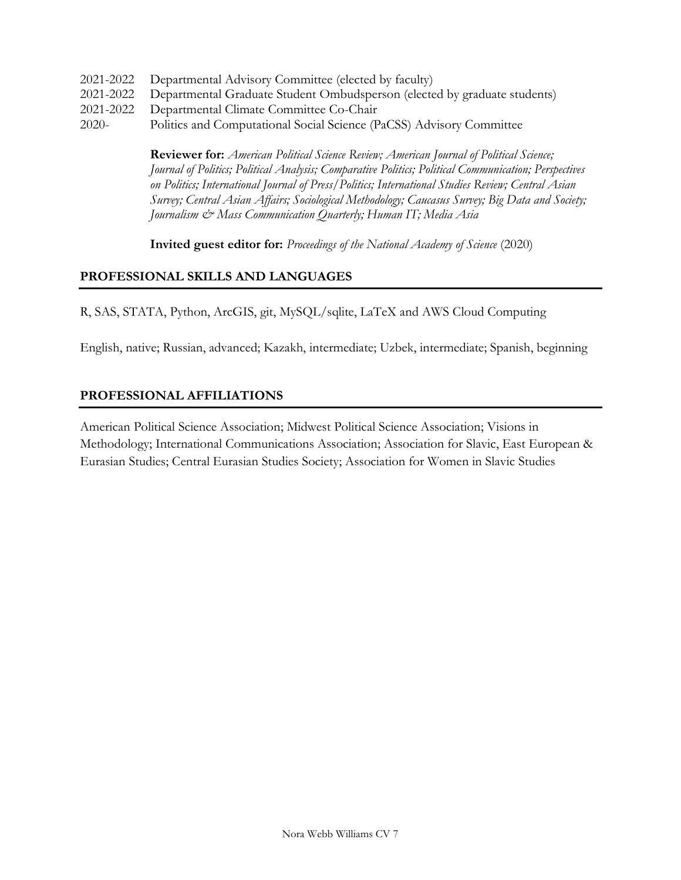2021-2022 Departmental Advisory Committee (elected by faculty)
2021-2022 Departmental Graduate Student Ombudsperson (elected by graduate students)
2021-2022 Departmental Climate Committee Co-Chair
2020- Politics and Computational Social Science (PaCSS) Advisory Committee

**Reviewer for:** *American Political Science Review; American Journal of Political Science; Journal of Politics; Political Analysis; Comparative Politics; Political Communication; Perspectives on Politics; International Journal of Press/Politics; International Studies Review; Central Asian Survey; Central Asian Affairs; Sociological Methodology; Caucasus Survey; Big Data and Society; Journalism & Mass Communication Quarterly; Human IT; Media Asia*

**Invited guest editor for:** *Proceedings of the National Academy of Science* (2020)

## PROFESSIONAL SKILLS AND LANGUAGES

R, SAS, STATA, Python, ArcGIS, git, MySQL/sqlite, LaTeX and AWS Cloud Computing

English, native; Russian, advanced; Kazakh, intermediate; Uzbek, intermediate; Spanish, beginning

## PROFESSIONAL AFFILIATIONS

American Political Science Association; Midwest Political Science Association; Visions in Methodology; International Communications Association; Association for Slavic, East European & Eurasian Studies; Central Eurasian Studies Society; Association for Women in Slavic Studies